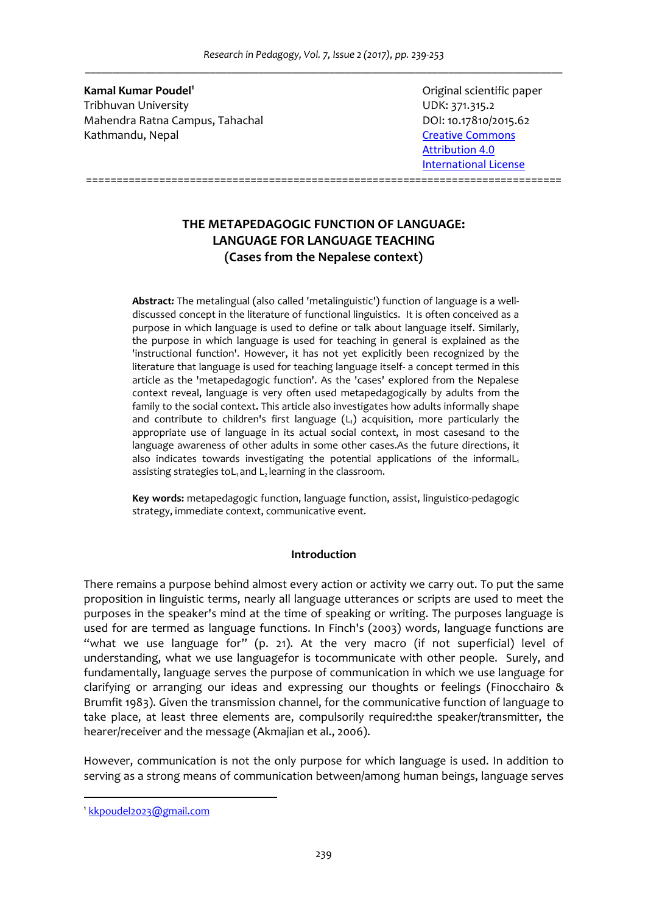**Kamal Kumar Poudel**[1]
Tribhuvan University
Mahendra Ratna Campus, Tahachal
Kathmandu, Nepal

Original scientific paper
UDK: 371.315.2
DOI: 10.17810/2015.62
Creative Commons Attribution 4.0 International License

# THE METAPEDAGOGIC FUNCTION OF LANGUAGE: LANGUAGE FOR LANGUAGE TEACHING (Cases from the Nepalese context)

**Abstract:** The metalingual (also called 'metalinguistic') function of language is a well-discussed concept in the literature of functional linguistics. It is often conceived as a purpose in which language is used to define or talk about language itself. Similarly, the purpose in which language is used for teaching in general is explained as the 'instructional function'. However, it has not yet explicitly been recognized by the literature that language is used for teaching language itself- a concept termed in this article as the 'metapedagogic function'. As the 'cases' explored from the Nepalese context reveal, language is very often used metapedagogically by adults from the family to the social context**.** This article also investigates how adults informally shape and contribute to children's first language ($L_1$) acquisition, more particularly the appropriate use of language in its actual social context, in most casesand to the language awareness of other adults in some other cases.As the future directions, it also indicates towards investigating the potential applications of the informal$L_1$ assisting strategies to$L_1$ and $L_2$ learning in the classroom.

**Key words:** metapedagogic function, language function, assist, linguistico-pedagogic strategy, immediate context, communicative event.

## Introduction

There remains a purpose behind almost every action or activity we carry out. To put the same proposition in linguistic terms, nearly all language utterances or scripts are used to meet the purposes in the speaker's mind at the time of speaking or writing. The purposes language is used for are termed as language functions. In Finch's (2003) words, language functions are "what we use language for" (p. 21). At the very macro (if not superficial) level of understanding, what we use languagefor is tocommunicate with other people. Surely, and fundamentally, language serves the purpose of communication in which we use language for clarifying or arranging our ideas and expressing our thoughts or feelings (Finocchairo & Brumfit 1983). Given the transmission channel, for the communicative function of language to take place, at least three elements are, compulsorily required:the speaker/transmitter, the hearer/receiver and the message (Akmajian et al., 2006).

However, communication is not the only purpose for which language is used. In addition to serving as a strong means of communication between/among human beings, language serves

[1] kkpoudel2023@gmail.com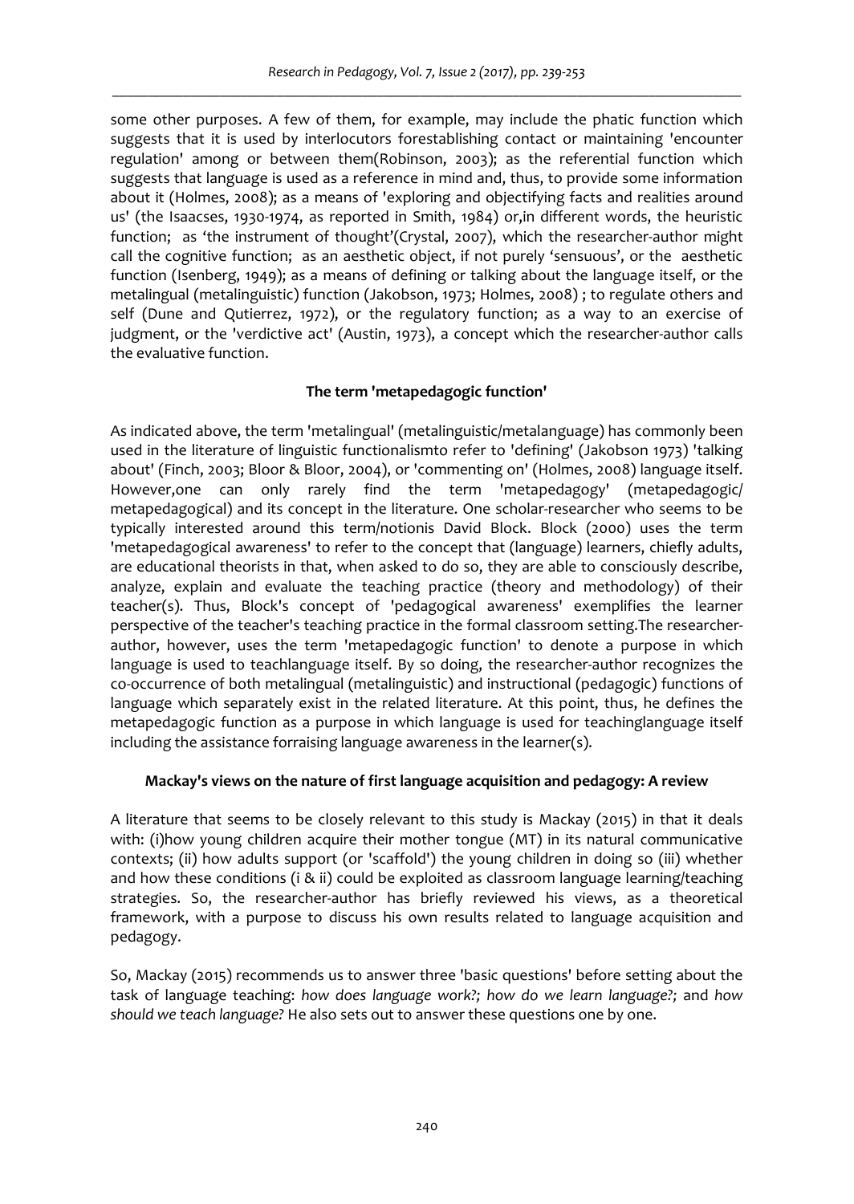some other purposes. A few of them, for example, may include the phatic function which suggests that it is used by interlocutors forestablishing contact or maintaining 'encounter regulation' among or between them(Robinson, 2003); as the referential function which suggests that language is used as a reference in mind and, thus, to provide some information about it (Holmes, 2008); as a means of 'exploring and objectifying facts and realities around us' (the Isaacses, 1930-1974, as reported in Smith, 1984) or,in different words, the heuristic function; as 'the instrument of thought'(Crystal, 2007), which the researcher-author might call the cognitive function; as an aesthetic object, if not purely 'sensuous', or the aesthetic function (Isenberg, 1949); as a means of defining or talking about the language itself, or the metalingual (metalinguistic) function (Jakobson, 1973; Holmes, 2008) ; to regulate others and self (Dune and Qutierrez, 1972), or the regulatory function; as a way to an exercise of judgment, or the 'verdictive act' (Austin, 1973), a concept which the researcher-author calls the evaluative function.

### The term 'metapedagogic function'

As indicated above, the term 'metalingual' (metalinguistic/metalanguage) has commonly been used in the literature of linguistic functionalismto refer to 'defining' (Jakobson 1973) 'talking about' (Finch, 2003; Bloor & Bloor, 2004), or 'commenting on' (Holmes, 2008) language itself. However,one can only rarely find the term 'metapedagogy' (metapedagogic/ metapedagogical) and its concept in the literature. One scholar-researcher who seems to be typically interested around this term/notionis David Block. Block (2000) uses the term 'metapedagogical awareness' to refer to the concept that (language) learners, chiefly adults, are educational theorists in that, when asked to do so, they are able to consciously describe, analyze, explain and evaluate the teaching practice (theory and methodology) of their teacher(s). Thus, Block's concept of 'pedagogical awareness' exemplifies the learner perspective of the teacher's teaching practice in the formal classroom setting.The researcher-author, however, uses the term 'metapedagogic function' to denote a purpose in which language is used to teachlanguage itself. By so doing, the researcher-author recognizes the co-occurrence of both metalingual (metalinguistic) and instructional (pedagogic) functions of language which separately exist in the related literature. At this point, thus, he defines the metapedagogic function as a purpose in which language is used for teachinglanguage itself including the assistance forraising language awareness in the learner(s).

### Mackay's views on the nature of first language acquisition and pedagogy: A review

A literature that seems to be closely relevant to this study is Mackay (2015) in that it deals with: (i)how young children acquire their mother tongue (MT) in its natural communicative contexts; (ii) how adults support (or 'scaffold') the young children in doing so (iii) whether and how these conditions (i & ii) could be exploited as classroom language learning/teaching strategies. So, the researcher-author has briefly reviewed his views, as a theoretical framework, with a purpose to discuss his own results related to language acquisition and pedagogy.

So, Mackay (2015) recommends us to answer three 'basic questions' before setting about the task of language teaching: *how does language work?; how do we learn language?;* and *how should we teach language?* He also sets out to answer these questions one by one.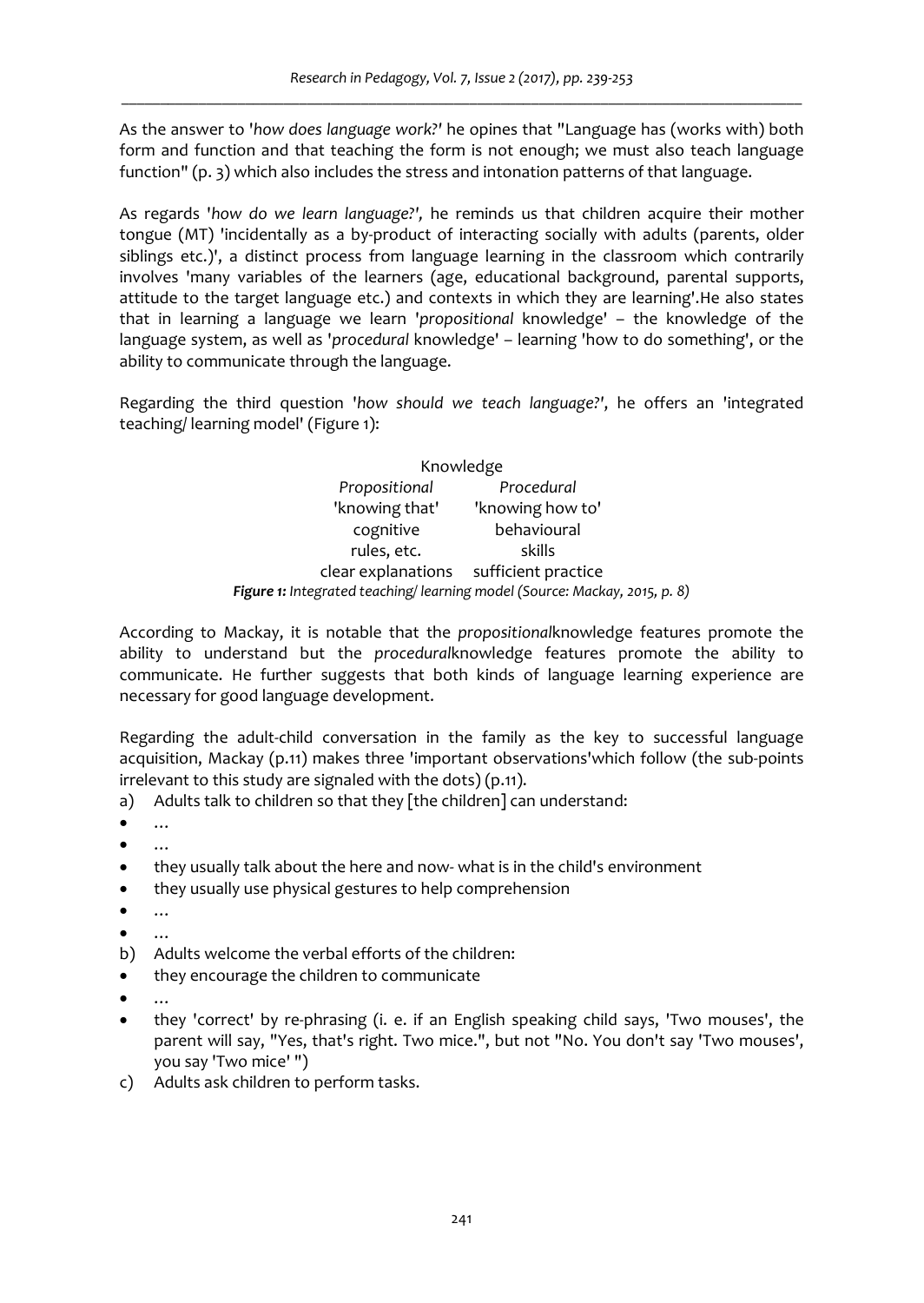As the answer to '*how does language work?*' he opines that "Language has (works with) both form and function and that teaching the form is not enough; we must also teach language function" (p. 3) which also includes the stress and intonation patterns of that language.

As regards '*how do we learn language?*', he reminds us that children acquire their mother tongue (MT) 'incidentally as a by-product of interacting socially with adults (parents, older siblings etc.)', a distinct process from language learning in the classroom which contrarily involves 'many variables of the learners (age, educational background, parental supports, attitude to the target language etc.) and contexts in which they are learning'.He also states that in learning a language we learn '*propositional* knowledge' – the knowledge of the language system, as well as '*procedural* knowledge' – learning 'how to do something', or the ability to communicate through the language.

Regarding the third question '*how should we teach language?*', he offers an 'integrated teaching/ learning model' (Figure 1):

| Knowledge | |
|---|---|
| *Propositional* | *Procedural* |
| 'knowing that' | 'knowing how to' |
| cognitive | behavioural |
| rules, etc. | skills |
| clear explanations | sufficient practice |

***Figure 1:*** *Integrated teaching/ learning model (Source: Mackay, 2015, p. 8)*

According to Mackay, it is notable that the *propositional*knowledge features promote the ability to understand but the *procedural*knowledge features promote the ability to communicate. He further suggests that both kinds of language learning experience are necessary for good language development.

Regarding the adult-child conversation in the family as the key to successful language acquisition, Mackay (p.11) makes three 'important observations'which follow (the sub-points irrelevant to this study are signaled with the dots) (p.11).

a) Adults talk to children so that they [the children] can understand:
- …
- …
- they usually talk about the here and now- what is in the child's environment
- they usually use physical gestures to help comprehension
- …
- …

b) Adults welcome the verbal efforts of the children:
- they encourage the children to communicate
- …
- they 'correct' by re-phrasing (i. e. if an English speaking child says, 'Two mouses', the parent will say, "Yes, that's right. Two mice.", but not "No. You don't say 'Two mouses', you say 'Two mice' ")

c) Adults ask children to perform tasks.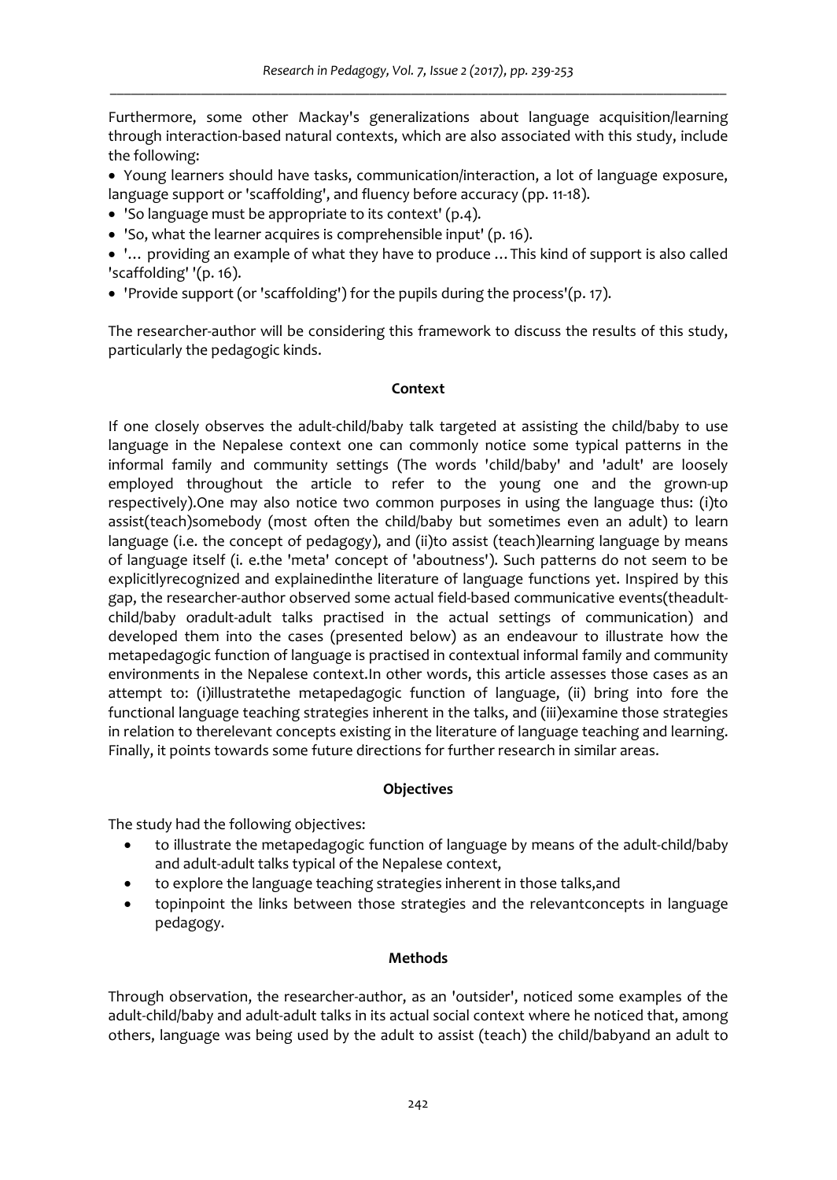Furthermore, some other Mackay's generalizations about language acquisition/learning through interaction-based natural contexts, which are also associated with this study, include the following:

- Young learners should have tasks, communication/interaction, a lot of language exposure, language support or 'scaffolding', and fluency before accuracy (pp. 11-18).
- 'So language must be appropriate to its context' (p.4).
- 'So, what the learner acquires is comprehensible input' (p. 16).
- '… providing an example of what they have to produce …This kind of support is also called 'scaffolding' '(p. 16).
- 'Provide support (or 'scaffolding') for the pupils during the process'(p. 17).

The researcher-author will be considering this framework to discuss the results of this study, particularly the pedagogic kinds.

## Context

If one closely observes the adult-child/baby talk targeted at assisting the child/baby to use language in the Nepalese context one can commonly notice some typical patterns in the informal family and community settings (The words 'child/baby' and 'adult' are loosely employed throughout the article to refer to the young one and the grown-up respectively).One may also notice two common purposes in using the language thus: (i)to assist(teach)somebody (most often the child/baby but sometimes even an adult) to learn language (i.e. the concept of pedagogy), and (ii)to assist (teach)learning language by means of language itself (i. e.the 'meta' concept of 'aboutness'). Such patterns do not seem to be explicitlyrecognized and explainedinthe literature of language functions yet. Inspired by this gap, the researcher-author observed some actual field-based communicative events(theadult-child/baby oradult-adult talks practised in the actual settings of communication) and developed them into the cases (presented below) as an endeavour to illustrate how the metapedagogic function of language is practised in contextual informal family and community environments in the Nepalese context.In other words, this article assesses those cases as an attempt to: (i)illustratethe metapedagogic function of language, (ii) bring into fore the functional language teaching strategies inherent in the talks, and (iii)examine those strategies in relation to therelevant concepts existing in the literature of language teaching and learning. Finally, it points towards some future directions for further research in similar areas.

## Objectives

The study had the following objectives:

- to illustrate the metapedagogic function of language by means of the adult-child/baby and adult-adult talks typical of the Nepalese context,
- to explore the language teaching strategies inherent in those talks,and
- topinpoint the links between those strategies and the relevantconcepts in language pedagogy.

## Methods

Through observation, the researcher-author, as an 'outsider', noticed some examples of the adult-child/baby and adult-adult talks in its actual social context where he noticed that, among others, language was being used by the adult to assist (teach) the child/babyand an adult to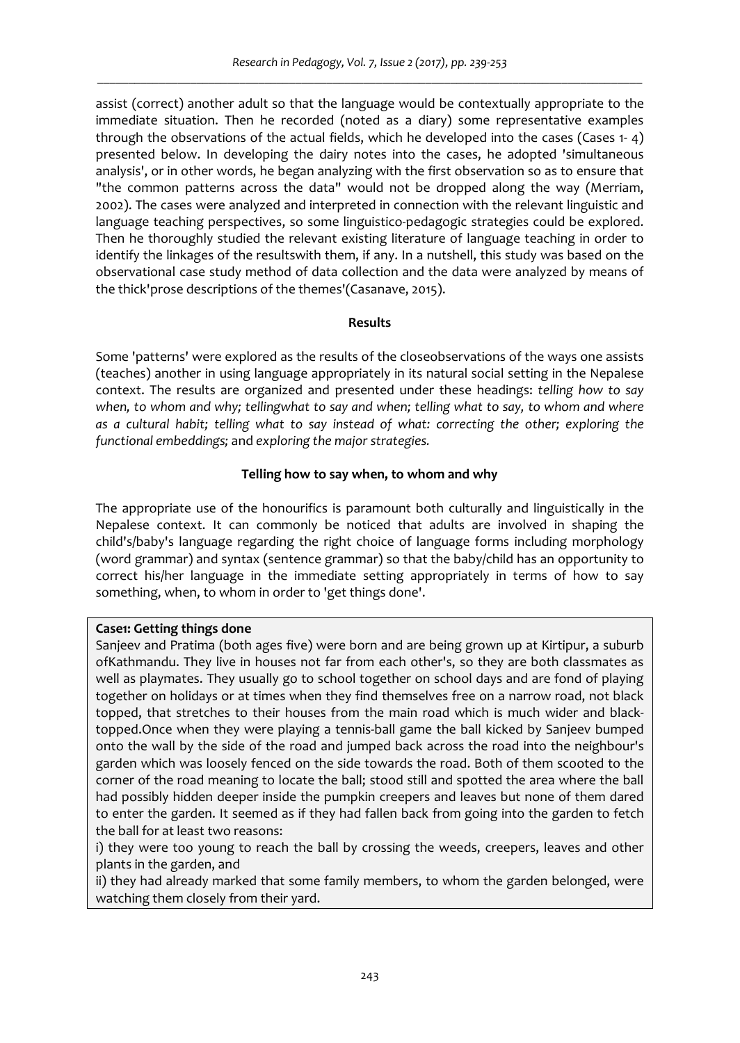assist (correct) another adult so that the language would be contextually appropriate to the immediate situation. Then he recorded (noted as a diary) some representative examples through the observations of the actual fields, which he developed into the cases (Cases 1- 4) presented below. In developing the dairy notes into the cases, he adopted 'simultaneous analysis', or in other words, he began analyzing with the first observation so as to ensure that "the common patterns across the data" would not be dropped along the way (Merriam, 2002). The cases were analyzed and interpreted in connection with the relevant linguistic and language teaching perspectives, so some linguistico-pedagogic strategies could be explored. Then he thoroughly studied the relevant existing literature of language teaching in order to identify the linkages of the resultswith them, if any. In a nutshell, this study was based on the observational case study method of data collection and the data were analyzed by means of the thick'prose descriptions of the themes'(Casanave, 2015).

## Results

Some 'patterns' were explored as the results of the closeobservations of the ways one assists (teaches) another in using language appropriately in its natural social setting in the Nepalese context. The results are organized and presented under these headings: *telling how to say when, to whom and why; tellingwhat to say and when; telling what to say, to whom and where as a cultural habit; telling what to say instead of what: correcting the other; exploring the functional embeddings;* and *exploring the major strategies.*

### Telling how to say when, to whom and why

The appropriate use of the honourifics is paramount both culturally and linguistically in the Nepalese context. It can commonly be noticed that adults are involved in shaping the child's/baby's language regarding the right choice of language forms including morphology (word grammar) and syntax (sentence grammar) so that the baby/child has an opportunity to correct his/her language in the immediate setting appropriately in terms of how to say something, when, to whom in order to 'get things done'.

**Case1: Getting things done**

Sanjeev and Pratima (both ages five) were born and are being grown up at Kirtipur, a suburb ofKathmandu. They live in houses not far from each other's, so they are both classmates as well as playmates. They usually go to school together on school days and are fond of playing together on holidays or at times when they find themselves free on a narrow road, not black topped, that stretches to their houses from the main road which is much wider and black-topped.Once when they were playing a tennis-ball game the ball kicked by Sanjeev bumped onto the wall by the side of the road and jumped back across the road into the neighbour's garden which was loosely fenced on the side towards the road. Both of them scooted to the corner of the road meaning to locate the ball; stood still and spotted the area where the ball had possibly hidden deeper inside the pumpkin creepers and leaves but none of them dared to enter the garden. It seemed as if they had fallen back from going into the garden to fetch the ball for at least two reasons:

i) they were too young to reach the ball by crossing the weeds, creepers, leaves and other plants in the garden, and

ii) they had already marked that some family members, to whom the garden belonged, were watching them closely from their yard.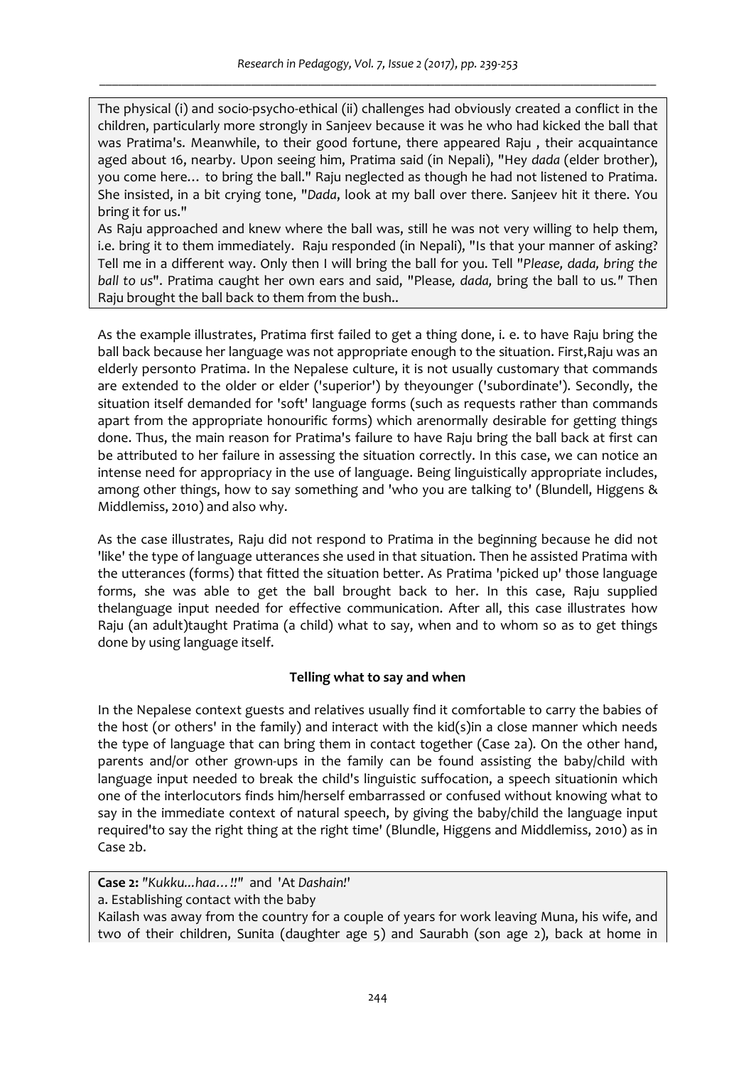The physical (i) and socio-psycho-ethical (ii) challenges had obviously created a conflict in the children, particularly more strongly in Sanjeev because it was he who had kicked the ball that was Pratima's. Meanwhile, to their good fortune, there appeared Raju , their acquaintance aged about 16, nearby. Upon seeing him, Pratima said (in Nepali), "Hey *dada* (elder brother), you come here… to bring the ball." Raju neglected as though he had not listened to Pratima. She insisted, in a bit crying tone, "*Dada*, look at my ball over there. Sanjeev hit it there. You bring it for us."

As Raju approached and knew where the ball was, still he was not very willing to help them, i.e. bring it to them immediately. Raju responded (in Nepali), "Is that your manner of asking? Tell me in a different way. Only then I will bring the ball for you. Tell "*Please, dada, bring the ball to us*". Pratima caught her own ears and said, "Please, *dada,* bring the ball to us*."* Then Raju brought the ball back to them from the bush..

As the example illustrates, Pratima first failed to get a thing done, i. e. to have Raju bring the ball back because her language was not appropriate enough to the situation. First,Raju was an elderly personto Pratima. In the Nepalese culture, it is not usually customary that commands are extended to the older or elder ('superior') by theyounger ('subordinate'). Secondly, the situation itself demanded for 'soft' language forms (such as requests rather than commands apart from the appropriate honourific forms) which arenormally desirable for getting things done. Thus, the main reason for Pratima's failure to have Raju bring the ball back at first can be attributed to her failure in assessing the situation correctly. In this case, we can notice an intense need for appropriacy in the use of language. Being linguistically appropriate includes, among other things, how to say something and 'who you are talking to' (Blundell, Higgens & Middlemiss, 2010) and also why.

As the case illustrates, Raju did not respond to Pratima in the beginning because he did not 'like' the type of language utterances she used in that situation. Then he assisted Pratima with the utterances (forms) that fitted the situation better. As Pratima 'picked up' those language forms, she was able to get the ball brought back to her. In this case, Raju supplied thelanguage input needed for effective communication. After all, this case illustrates how Raju (an adult)taught Pratima (a child) what to say, when and to whom so as to get things done by using language itself.

### Telling what to say and when

In the Nepalese context guests and relatives usually find it comfortable to carry the babies of the host (or others' in the family) and interact with the kid(s)in a close manner which needs the type of language that can bring them in contact together (Case 2a). On the other hand, parents and/or other grown-ups in the family can be found assisting the baby/child with language input needed to break the child's linguistic suffocation, a speech situationin which one of the interlocutors finds him/herself embarrassed or confused without knowing what to say in the immediate context of natural speech, by giving the baby/child the language input required'to say the right thing at the right time' (Blundle, Higgens and Middlemiss, 2010) as in Case 2b.

**Case 2:** *"Kukku...haa…!!"* and '*At Dashain!*'

a. Establishing contact with the baby

Kailash was away from the country for a couple of years for work leaving Muna, his wife, and two of their children, Sunita (daughter age 5) and Saurabh (son age 2), back at home in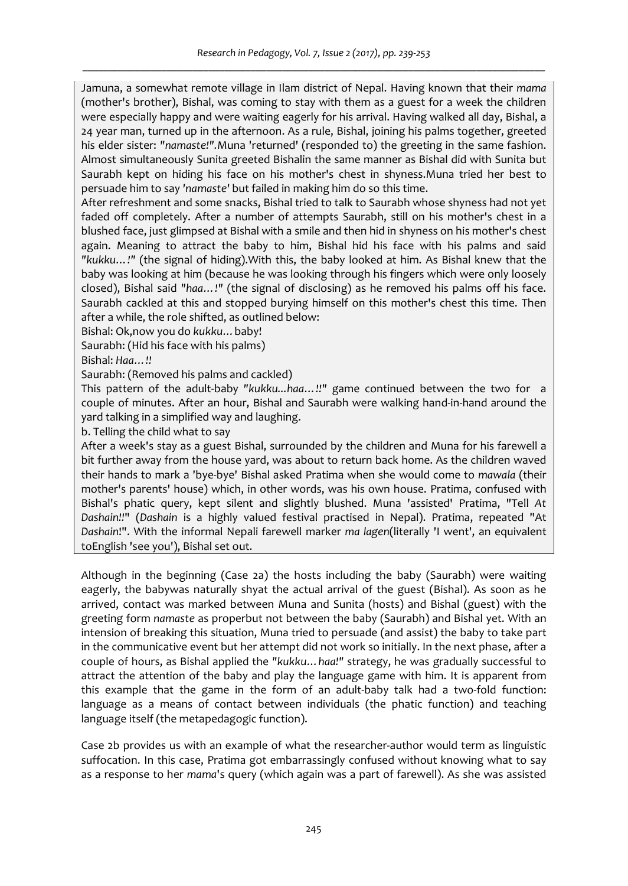Jamuna, a somewhat remote village in Ilam district of Nepal. Having known that their *mama* (mother's brother), Bishal, was coming to stay with them as a guest for a week the children were especially happy and were waiting eagerly for his arrival. Having walked all day, Bishal, a 24 year man, turned up in the afternoon. As a rule, Bishal, joining his palms together, greeted his elder sister: *"namaste!".* Muna 'returned' (responded to) the greeting in the same fashion. Almost simultaneously Sunita greeted Bishalin the same manner as Bishal did with Sunita but Saurabh kept on hiding his face on his mother's chest in shyness.Muna tried her best to persuade him to say *'namaste'* but failed in making him do so this time.

After refreshment and some snacks, Bishal tried to talk to Saurabh whose shyness had not yet faded off completely. After a number of attempts Saurabh, still on his mother's chest in a blushed face, just glimpsed at Bishal with a smile and then hid in shyness on his mother's chest again. Meaning to attract the baby to him, Bishal hid his face with his palms and said *"kukku…!"* (the signal of hiding).With this, the baby looked at him. As Bishal knew that the baby was looking at him (because he was looking through his fingers which were only loosely closed), Bishal said *"haa…!"* (the signal of disclosing) as he removed his palms off his face. Saurabh cackled at this and stopped burying himself on this mother's chest this time. Then after a while, the role shifted, as outlined below:

Bishal: Ok,now you do *kukku…* baby!

Saurabh: (Hid his face with his palms)

Bishal: *Haa…!!*

Saurabh: (Removed his palms and cackled)

This pattern of the adult-baby *"kukku...haa…!!"* game continued between the two for a couple of minutes. After an hour, Bishal and Saurabh were walking hand-in-hand around the yard talking in a simplified way and laughing.

b. Telling the child what to say

After a week's stay as a guest Bishal, surrounded by the children and Muna for his farewell a bit further away from the house yard, was about to return back home. As the children waved their hands to mark a 'bye-bye' Bishal asked Pratima when she would come to *mawala* (their mother's parents' house) which, in other words, was his own house. Pratima, confused with Bishal's phatic query, kept silent and slightly blushed. Muna 'assisted' Pratima, "Tell *At Dashain!!*" (*Dashain* is a highly valued festival practised in Nepal). Pratima, repeated "At *Dashain*!". With the informal Nepali farewell marker *ma lagen*(literally 'I went', an equivalent toEnglish 'see you'), Bishal set out.

Although in the beginning (Case 2a) the hosts including the baby (Saurabh) were waiting eagerly, the babywas naturally shyat the actual arrival of the guest (Bishal). As soon as he arrived, contact was marked between Muna and Sunita (hosts) and Bishal (guest) with the greeting form *namaste* as properbut not between the baby (Saurabh) and Bishal yet. With an intension of breaking this situation, Muna tried to persuade (and assist) the baby to take part in the communicative event but her attempt did not work so initially. In the next phase, after a couple of hours, as Bishal applied the *"kukku… haa!"* strategy, he was gradually successful to attract the attention of the baby and play the language game with him. It is apparent from this example that the game in the form of an adult-baby talk had a two-fold function: language as a means of contact between individuals (the phatic function) and teaching language itself (the metapedagogic function).

Case 2b provides us with an example of what the researcher-author would term as linguistic suffocation. In this case, Pratima got embarrassingly confused without knowing what to say as a response to her *mama*'s query (which again was a part of farewell). As she was assisted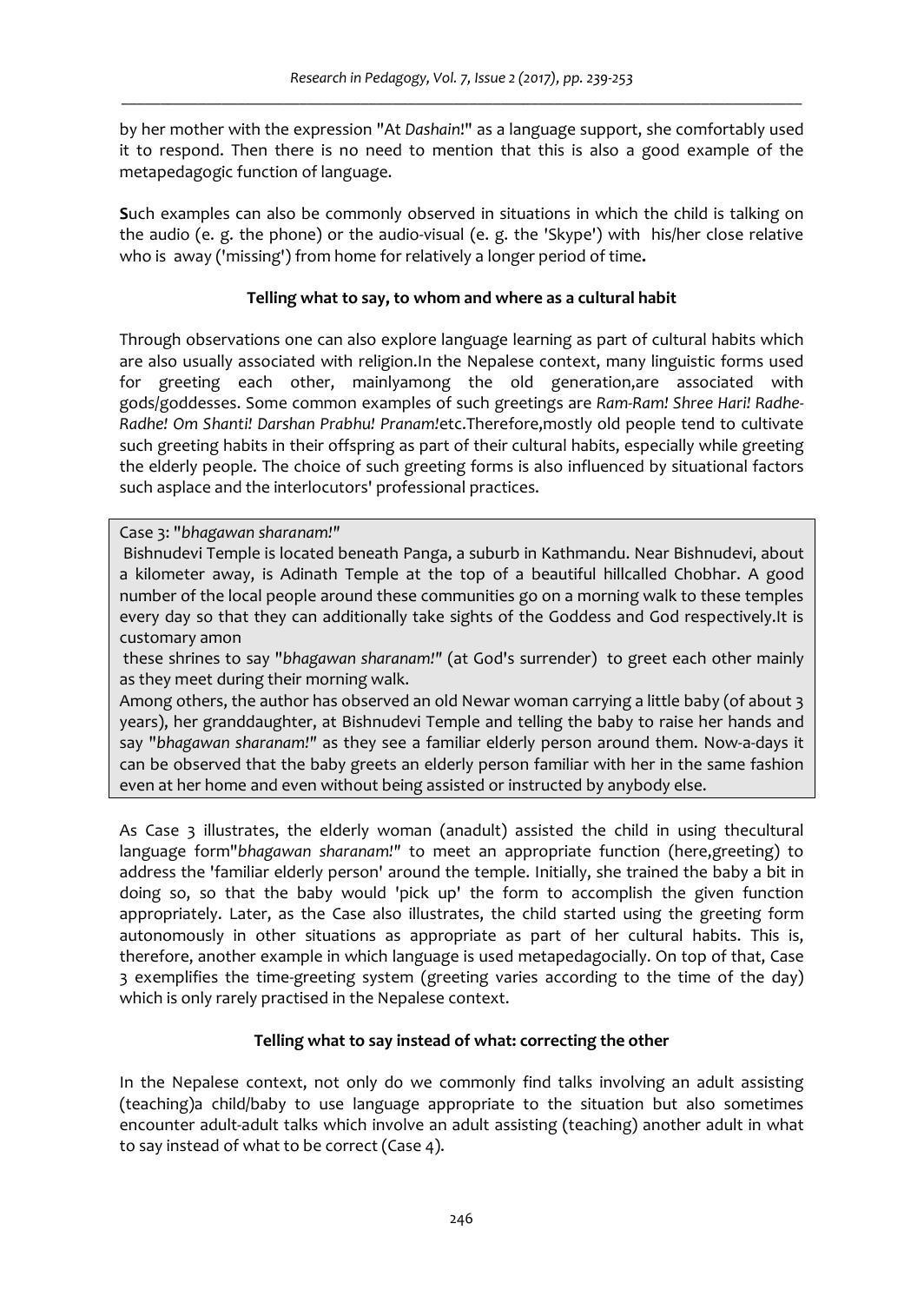by her mother with the expression "At *Dashain*!" as a language support, she comfortably used it to respond. Then there is no need to mention that this is also a good example of the metapedagogic function of language.

**S**uch examples can also be commonly observed in situations in which the child is talking on the audio (e. g. the phone) or the audio-visual (e. g. the 'Skype') with his/her close relative who is away ('missing') from home for relatively a longer period of time**.**

### Telling what to say, to whom and where as a cultural habit

Through observations one can also explore language learning as part of cultural habits which are also usually associated with religion.In the Nepalese context, many linguistic forms used for greeting each other, mainlyamong the old generation,are associated with gods/goddesses. Some common examples of such greetings are *Ram-Ram! Shree Hari! Radhe-Radhe! Om Shanti! Darshan Prabhu! Pranam!*etc.Therefore,mostly old people tend to cultivate such greeting habits in their offspring as part of their cultural habits, especially while greeting the elderly people. The choice of such greeting forms is also influenced by situational factors such asplace and the interlocutors' professional practices.

> Case 3: "*bhagawan sharanam!*"
>
> Bishnudevi Temple is located beneath Panga, a suburb in Kathmandu. Near Bishnudevi, about a kilometer away, is Adinath Temple at the top of a beautiful hillcalled Chobhar. A good number of the local people around these communities go on a morning walk to these temples every day so that they can additionally take sights of the Goddess and God respectively.It is customary amon
>
> these shrines to say "*bhagawan sharanam!*" (at God's surrender) to greet each other mainly as they meet during their morning walk.
>
> Among others, the author has observed an old Newar woman carrying a little baby (of about 3 years), her granddaughter, at Bishnudevi Temple and telling the baby to raise her hands and say "*bhagawan sharanam!*" as they see a familiar elderly person around them. Now-a-days it can be observed that the baby greets an elderly person familiar with her in the same fashion even at her home and even without being assisted or instructed by anybody else.

As Case 3 illustrates, the elderly woman (anadult) assisted the child in using thecultural language form"*bhagawan sharanam!*" to meet an appropriate function (here,greeting) to address the 'familiar elderly person' around the temple. Initially, she trained the baby a bit in doing so, so that the baby would 'pick up' the form to accomplish the given function appropriately. Later, as the Case also illustrates, the child started using the greeting form autonomously in other situations as appropriate as part of her cultural habits. This is, therefore, another example in which language is used metapedagocially. On top of that, Case 3 exemplifies the time-greeting system (greeting varies according to the time of the day) which is only rarely practised in the Nepalese context.

### Telling what to say instead of what: correcting the other

In the Nepalese context, not only do we commonly find talks involving an adult assisting (teaching)a child/baby to use language appropriate to the situation but also sometimes encounter adult-adult talks which involve an adult assisting (teaching) another adult in what to say instead of what to be correct (Case 4).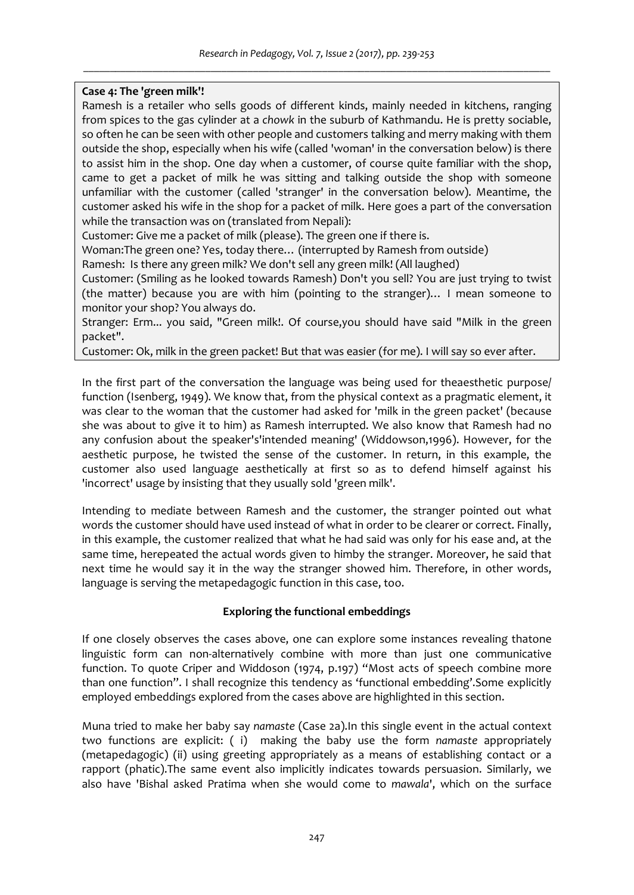**Case 4: The 'green milk'!**

Ramesh is a retailer who sells goods of different kinds, mainly needed in kitchens, ranging from spices to the gas cylinder at a *chowk* in the suburb of Kathmandu. He is pretty sociable, so often he can be seen with other people and customers talking and merry making with them outside the shop, especially when his wife (called 'woman' in the conversation below) is there to assist him in the shop. One day when a customer, of course quite familiar with the shop, came to get a packet of milk he was sitting and talking outside the shop with someone unfamiliar with the customer (called 'stranger' in the conversation below). Meantime, the customer asked his wife in the shop for a packet of milk. Here goes a part of the conversation while the transaction was on (translated from Nepali):

Customer: Give me a packet of milk (please). The green one if there is.

Woman:The green one? Yes, today there… (interrupted by Ramesh from outside)

Ramesh: Is there any green milk? We don't sell any green milk! (All laughed)

Customer: (Smiling as he looked towards Ramesh) Don't you sell? You are just trying to twist (the matter) because you are with him (pointing to the stranger)… I mean someone to monitor your shop? You always do.

Stranger: Erm... you said, "Green milk!. Of course,you should have said "Milk in the green packet".

Customer: Ok, milk in the green packet! But that was easier (for me). I will say so ever after.

In the first part of the conversation the language was being used for theaesthetic purpose/ function (Isenberg, 1949). We know that, from the physical context as a pragmatic element, it was clear to the woman that the customer had asked for 'milk in the green packet' (because she was about to give it to him) as Ramesh interrupted. We also know that Ramesh had no any confusion about the speaker's'intended meaning' (Widdowson,1996). However, for the aesthetic purpose, he twisted the sense of the customer. In return, in this example, the customer also used language aesthetically at first so as to defend himself against his 'incorrect' usage by insisting that they usually sold 'green milk'.

Intending to mediate between Ramesh and the customer, the stranger pointed out what words the customer should have used instead of what in order to be clearer or correct. Finally, in this example, the customer realized that what he had said was only for his ease and, at the same time, herepeated the actual words given to himby the stranger. Moreover, he said that next time he would say it in the way the stranger showed him. Therefore, in other words, language is serving the metapedagogic function in this case, too.

## Exploring the functional embeddings

If one closely observes the cases above, one can explore some instances revealing thatone linguistic form can non-alternatively combine with more than just one communicative function. To quote Criper and Widdoson (1974, p.197) "Most acts of speech combine more than one function". I shall recognize this tendency as 'functional embedding'.Some explicitly employed embeddings explored from the cases above are highlighted in this section.

Muna tried to make her baby say *namaste* (Case 2a).In this single event in the actual context two functions are explicit: ( i) making the baby use the form *namaste* appropriately (metapedagogic) (ii) using greeting appropriately as a means of establishing contact or a rapport (phatic).The same event also implicitly indicates towards persuasion. Similarly, we also have 'Bishal asked Pratima when she would come to *mawala*', which on the surface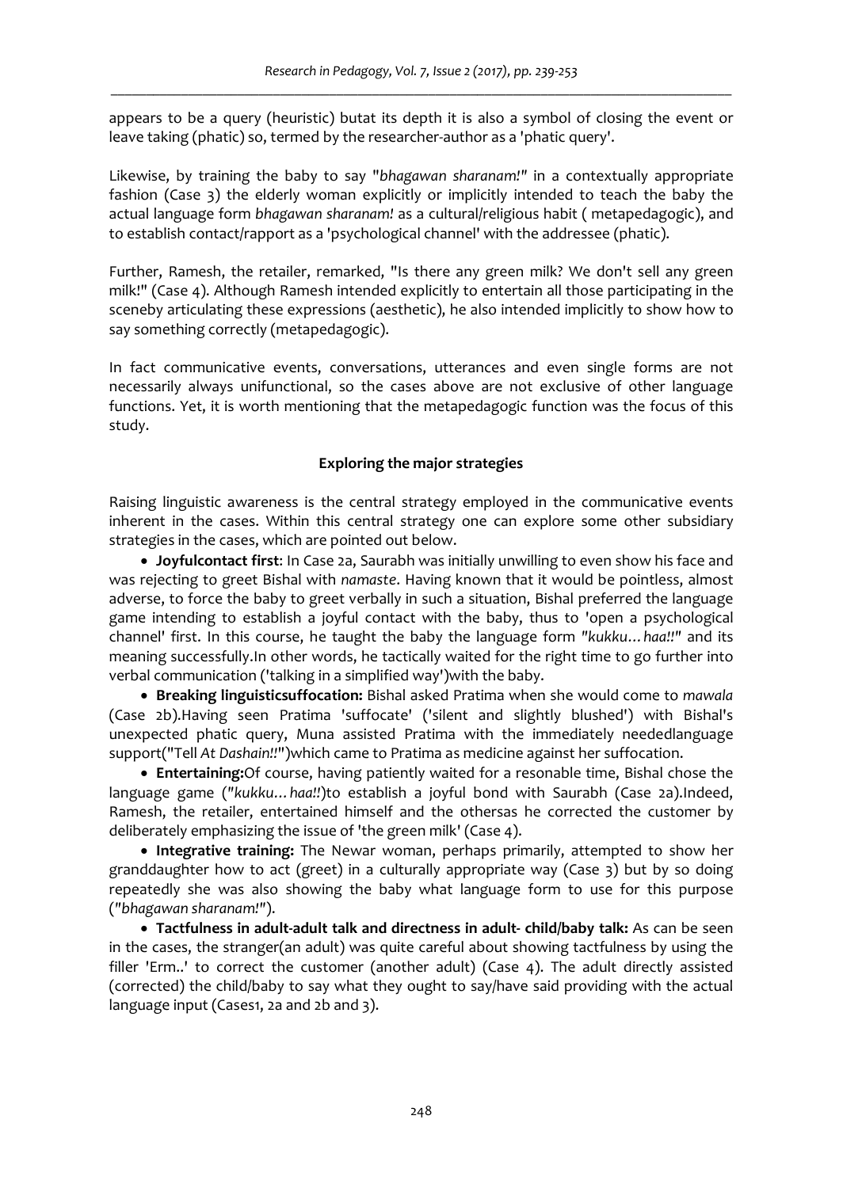appears to be a query (heuristic) butat its depth it is also a symbol of closing the event or leave taking (phatic) so, termed by the researcher-author as a 'phatic query'.

Likewise, by training the baby to say "*bhagawan sharanam!*" in a contextually appropriate fashion (Case 3) the elderly woman explicitly or implicitly intended to teach the baby the actual language form *bhagawan sharanam!* as a cultural/religious habit ( metapedagogic), and to establish contact/rapport as a 'psychological channel' with the addressee (phatic).

Further, Ramesh, the retailer, remarked, "Is there any green milk? We don't sell any green milk!" (Case 4). Although Ramesh intended explicitly to entertain all those participating in the sceneby articulating these expressions (aesthetic), he also intended implicitly to show how to say something correctly (metapedagogic).

In fact communicative events, conversations, utterances and even single forms are not necessarily always unifunctional, so the cases above are not exclusive of other language functions. Yet, it is worth mentioning that the metapedagogic function was the focus of this study.

## Exploring the major strategies

Raising linguistic awareness is the central strategy employed in the communicative events inherent in the cases. Within this central strategy one can explore some other subsidiary strategies in the cases, which are pointed out below.

- **Joyfulcontact first**: In Case 2a, Saurabh was initially unwilling to even show his face and was rejecting to greet Bishal with *namaste*. Having known that it would be pointless, almost adverse, to force the baby to greet verbally in such a situation, Bishal preferred the language game intending to establish a joyful contact with the baby, thus to 'open a psychological channel' first. In this course, he taught the baby the language form *"kukku…haa!!"* and its meaning successfully.In other words, he tactically waited for the right time to go further into verbal communication ('talking in a simplified way')with the baby.
- **Breaking linguisticsuffocation:** Bishal asked Pratima when she would come to *mawala* (Case 2b).Having seen Pratima 'suffocate' ('silent and slightly blushed') with Bishal's unexpected phatic query, Muna assisted Pratima with the immediately neededlanguage support("Tell *At Dashain!!*")which came to Pratima as medicine against her suffocation.
- **Entertaining:**Of course, having patiently waited for a resonable time, Bishal chose the language game (*"kukku…haa!!*)to establish a joyful bond with Saurabh (Case 2a).Indeed, Ramesh, the retailer, entertained himself and the othersas he corrected the customer by deliberately emphasizing the issue of 'the green milk' (Case 4).
- **Integrative training:** The Newar woman, perhaps primarily, attempted to show her granddaughter how to act (greet) in a culturally appropriate way (Case 3) but by so doing repeatedly she was also showing the baby what language form to use for this purpose (*"bhagawan sharanam!"*).
- **Tactfulness in adult-adult talk and directness in adult- child/baby talk:** As can be seen in the cases, the stranger(an adult) was quite careful about showing tactfulness by using the filler 'Erm..' to correct the customer (another adult) (Case 4). The adult directly assisted (corrected) the child/baby to say what they ought to say/have said providing with the actual language input (Cases1, 2a and 2b and 3).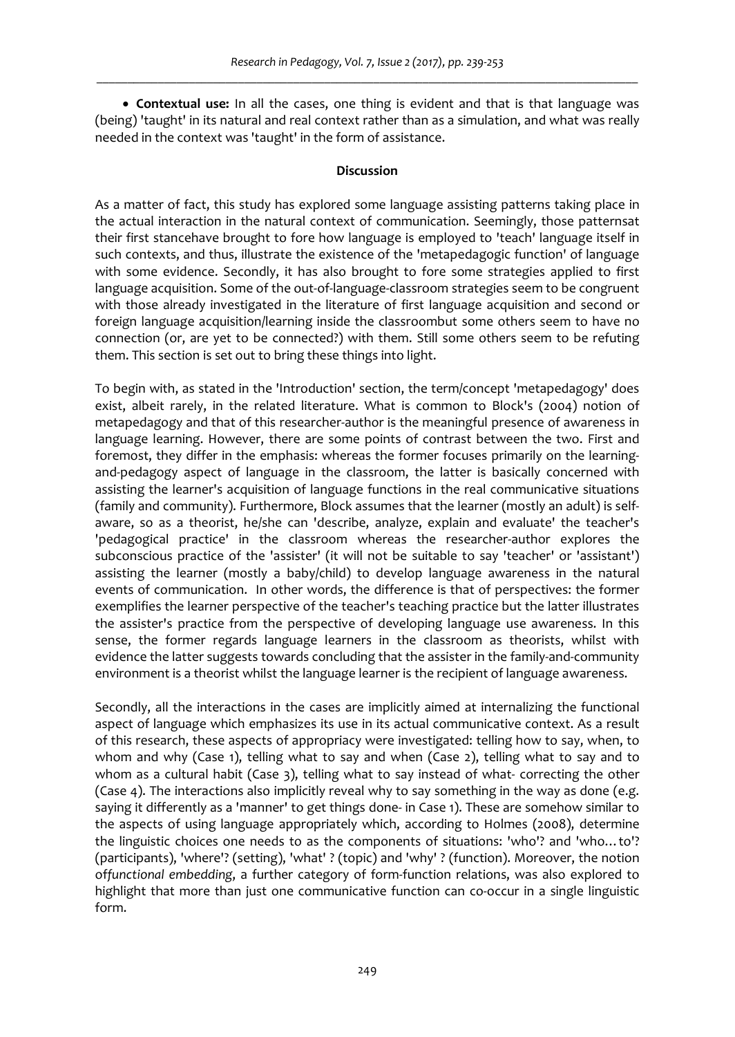- **Contextual use:** In all the cases, one thing is evident and that is that language was (being) 'taught' in its natural and real context rather than as a simulation, and what was really needed in the context was 'taught' in the form of assistance.

## Discussion

As a matter of fact, this study has explored some language assisting patterns taking place in the actual interaction in the natural context of communication. Seemingly, those patternsat their first stancehave brought to fore how language is employed to 'teach' language itself in such contexts, and thus, illustrate the existence of the 'metapedagogic function' of language with some evidence. Secondly, it has also brought to fore some strategies applied to first language acquisition. Some of the out-of-language-classroom strategies seem to be congruent with those already investigated in the literature of first language acquisition and second or foreign language acquisition/learning inside the classroombut some others seem to have no connection (or, are yet to be connected?) with them. Still some others seem to be refuting them. This section is set out to bring these things into light.

To begin with, as stated in the 'Introduction' section, the term/concept 'metapedagogy' does exist, albeit rarely, in the related literature. What is common to Block's (2004) notion of metapedagogy and that of this researcher-author is the meaningful presence of awareness in language learning. However, there are some points of contrast between the two. First and foremost, they differ in the emphasis: whereas the former focuses primarily on the learning-and-pedagogy aspect of language in the classroom, the latter is basically concerned with assisting the learner's acquisition of language functions in the real communicative situations (family and community). Furthermore, Block assumes that the learner (mostly an adult) is self-aware, so as a theorist, he/she can 'describe, analyze, explain and evaluate' the teacher's 'pedagogical practice' in the classroom whereas the researcher-author explores the subconscious practice of the 'assister' (it will not be suitable to say 'teacher' or 'assistant') assisting the learner (mostly a baby/child) to develop language awareness in the natural events of communication. In other words, the difference is that of perspectives: the former exemplifies the learner perspective of the teacher's teaching practice but the latter illustrates the assister's practice from the perspective of developing language use awareness. In this sense, the former regards language learners in the classroom as theorists, whilst with evidence the latter suggests towards concluding that the assister in the family-and-community environment is a theorist whilst the language learner is the recipient of language awareness.

Secondly, all the interactions in the cases are implicitly aimed at internalizing the functional aspect of language which emphasizes its use in its actual communicative context. As a result of this research, these aspects of appropriacy were investigated: telling how to say, when, to whom and why (Case 1), telling what to say and when (Case 2), telling what to say and to whom as a cultural habit (Case 3), telling what to say instead of what- correcting the other (Case 4). The interactions also implicitly reveal why to say something in the way as done (e.g. saying it differently as a 'manner' to get things done- in Case 1). These are somehow similar to the aspects of using language appropriately which, according to Holmes (2008), determine the linguistic choices one needs to as the components of situations: 'who'? and 'who…to'? (participants), 'where'? (setting), 'what' ? (topic) and 'why' ? (function). Moreover, the notion of*functional embedding*, a further category of form-function relations, was also explored to highlight that more than just one communicative function can co-occur in a single linguistic form.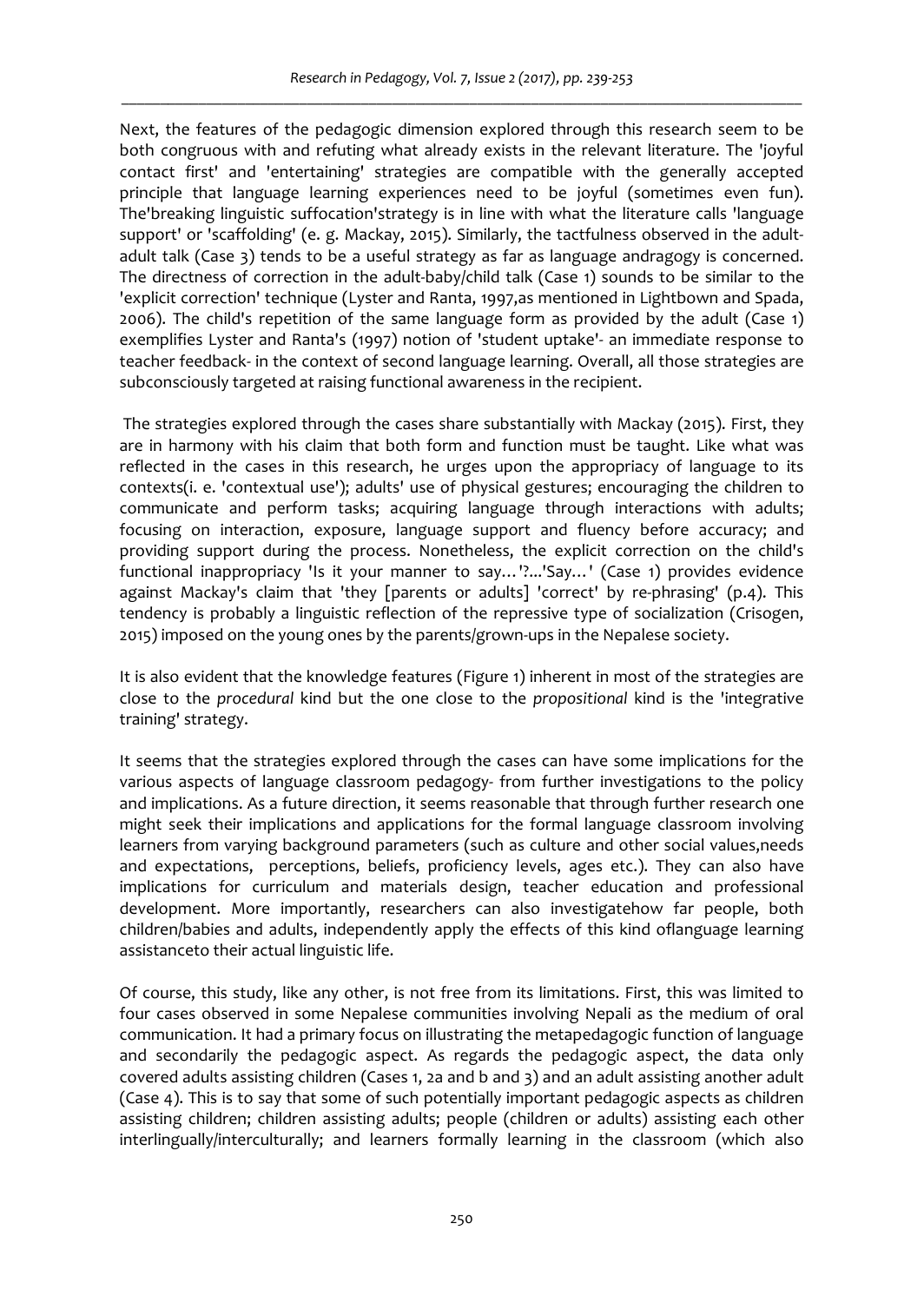Next, the features of the pedagogic dimension explored through this research seem to be both congruous with and refuting what already exists in the relevant literature. The 'joyful contact first' and 'entertaining' strategies are compatible with the generally accepted principle that language learning experiences need to be joyful (sometimes even fun). The'breaking linguistic suffocation'strategy is in line with what the literature calls 'language support' or 'scaffolding' (e. g. Mackay, 2015). Similarly, the tactfulness observed in the adult-adult talk (Case 3) tends to be a useful strategy as far as language andragogy is concerned. The directness of correction in the adult-baby/child talk (Case 1) sounds to be similar to the 'explicit correction' technique (Lyster and Ranta, 1997,as mentioned in Lightbown and Spada, 2006). The child's repetition of the same language form as provided by the adult (Case 1) exemplifies Lyster and Ranta's (1997) notion of 'student uptake'- an immediate response to teacher feedback- in the context of second language learning. Overall, all those strategies are subconsciously targeted at raising functional awareness in the recipient.

The strategies explored through the cases share substantially with Mackay (2015). First, they are in harmony with his claim that both form and function must be taught. Like what was reflected in the cases in this research, he urges upon the appropriacy of language to its contexts(i. e. 'contextual use'); adults' use of physical gestures; encouraging the children to communicate and perform tasks; acquiring language through interactions with adults; focusing on interaction, exposure, language support and fluency before accuracy; and providing support during the process. Nonetheless, the explicit correction on the child's functional inappropriacy 'Is it your manner to say…'?...'Say…' (Case 1) provides evidence against Mackay's claim that 'they [parents or adults] 'correct' by re-phrasing' (p.4). This tendency is probably a linguistic reflection of the repressive type of socialization (Crisogen, 2015) imposed on the young ones by the parents/grown-ups in the Nepalese society.

It is also evident that the knowledge features (Figure 1) inherent in most of the strategies are close to the *procedural* kind but the one close to the *propositional* kind is the 'integrative training' strategy.

It seems that the strategies explored through the cases can have some implications for the various aspects of language classroom pedagogy- from further investigations to the policy and implications. As a future direction, it seems reasonable that through further research one might seek their implications and applications for the formal language classroom involving learners from varying background parameters (such as culture and other social values,needs and expectations, perceptions, beliefs, proficiency levels, ages etc.). They can also have implications for curriculum and materials design, teacher education and professional development. More importantly, researchers can also investigatehow far people, both children/babies and adults, independently apply the effects of this kind oflanguage learning assistanceto their actual linguistic life.

Of course, this study, like any other, is not free from its limitations. First, this was limited to four cases observed in some Nepalese communities involving Nepali as the medium of oral communication. It had a primary focus on illustrating the metapedagogic function of language and secondarily the pedagogic aspect. As regards the pedagogic aspect, the data only covered adults assisting children (Cases 1, 2a and b and 3) and an adult assisting another adult (Case 4). This is to say that some of such potentially important pedagogic aspects as children assisting children; children assisting adults; people (children or adults) assisting each other interlingually/interculturally; and learners formally learning in the classroom (which also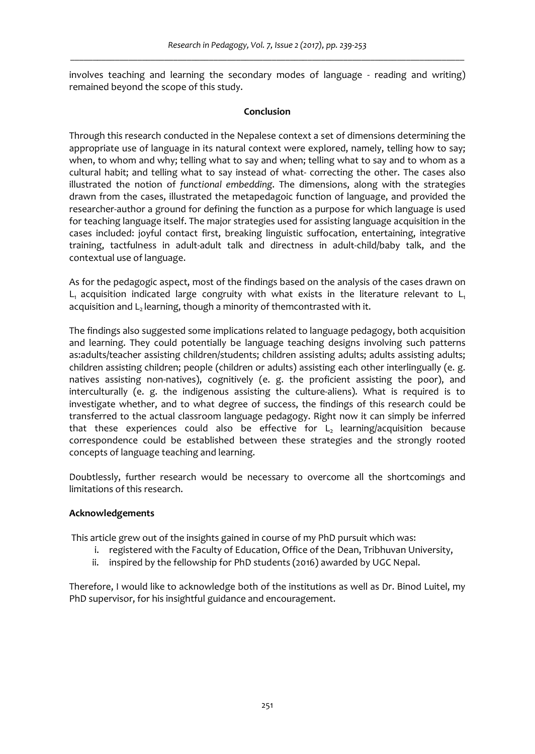involves teaching and learning the secondary modes of language - reading and writing) remained beyond the scope of this study.

## Conclusion

Through this research conducted in the Nepalese context a set of dimensions determining the appropriate use of language in its natural context were explored, namely, telling how to say; when, to whom and why; telling what to say and when; telling what to say and to whom as a cultural habit; and telling what to say instead of what- correcting the other. The cases also illustrated the notion of *functional embedding*. The dimensions, along with the strategies drawn from the cases, illustrated the metapedagoic function of language, and provided the researcher-author a ground for defining the function as a purpose for which language is used for teaching language itself. The major strategies used for assisting language acquisition in the cases included: joyful contact first, breaking linguistic suffocation, entertaining, integrative training, tactfulness in adult-adult talk and directness in adult-child/baby talk, and the contextual use of language.

As for the pedagogic aspect, most of the findings based on the analysis of the cases drawn on $L_1$ acquisition indicated large congruity with what exists in the literature relevant to $L_1$ acquisition and $L_2$ learning, though a minority of themcontrasted with it.

The findings also suggested some implications related to language pedagogy, both acquisition and learning. They could potentially be language teaching designs involving such patterns as:adults/teacher assisting children/students; children assisting adults; adults assisting adults; children assisting children; people (children or adults) assisting each other interlingually (e. g. natives assisting non-natives), cognitively (e. g. the proficient assisting the poor), and interculturally (e. g. the indigenous assisting the culture-aliens). What is required is to investigate whether, and to what degree of success, the findings of this research could be transferred to the actual classroom language pedagogy. Right now it can simply be inferred that these experiences could also be effective for $L_2$ learning/acquisition because correspondence could be established between these strategies and the strongly rooted concepts of language teaching and learning.

Doubtlessly, further research would be necessary to overcome all the shortcomings and limitations of this research.

### Acknowledgements

This article grew out of the insights gained in course of my PhD pursuit which was:

i. registered with the Faculty of Education, Office of the Dean, Tribhuvan University,
ii. inspired by the fellowship for PhD students (2016) awarded by UGC Nepal.

Therefore, I would like to acknowledge both of the institutions as well as Dr. Binod Luitel, my PhD supervisor, for his insightful guidance and encouragement.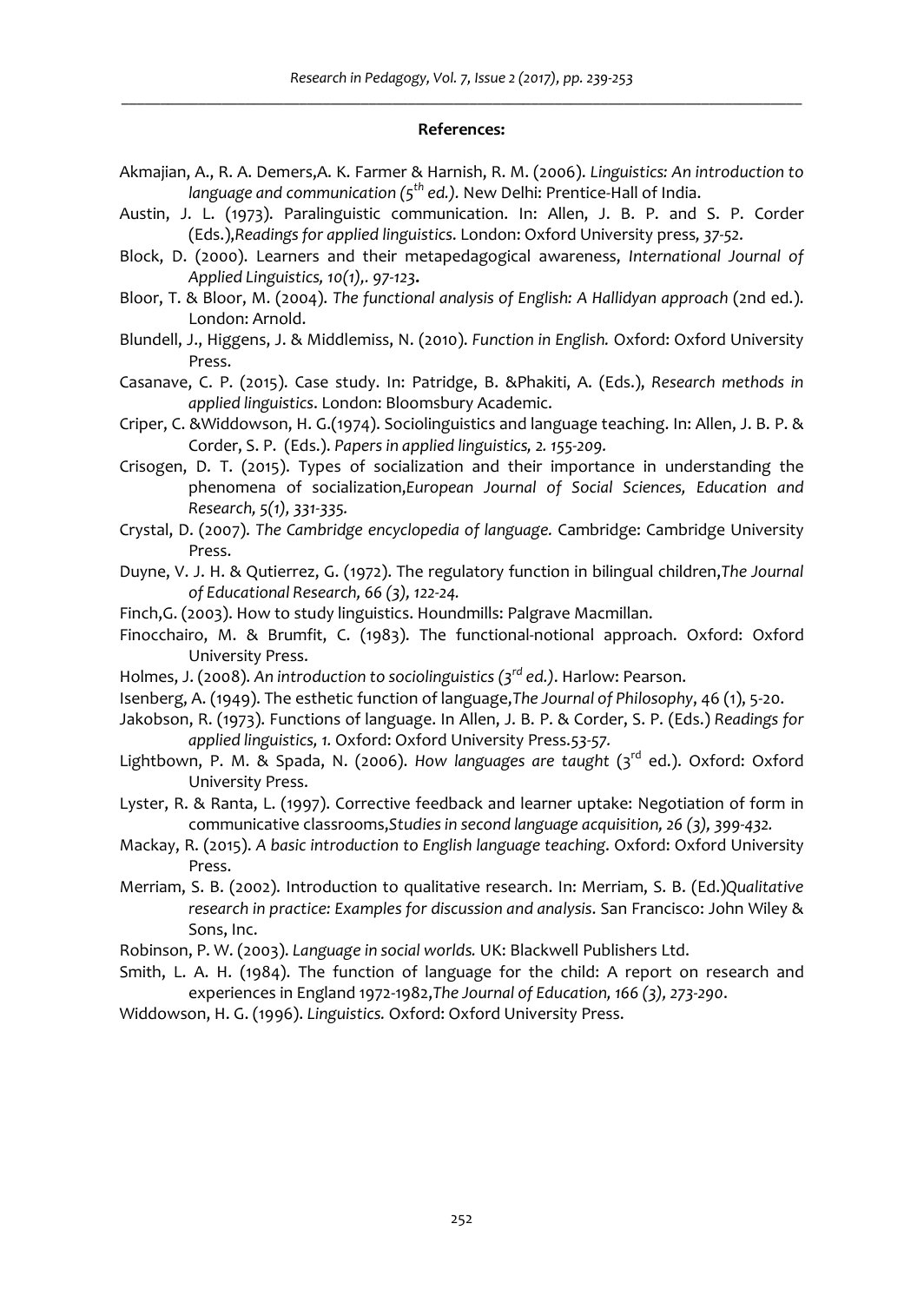**References:**

Akmajian, A., R. A. Demers,A. K. Farmer & Harnish, R. M. (2006). *Linguistics: An introduction to language and communication (5th ed.).* New Delhi: Prentice-Hall of India.

Austin, J. L. (1973). Paralinguistic communication. In: Allen, J. B. P. and S. P. Corder (Eds.),*Readings for applied linguistics*. London: Oxford University press*, 37-52.*

Block, D. (2000). Learners and their metapedagogical awareness, *International Journal of Applied Linguistics, 10(1),. 97-123***.**

Bloor, T. & Bloor, M. (2004). *The functional analysis of English: A Hallidyan approach* (2nd ed.). London: Arnold.

Blundell, J., Higgens, J. & Middlemiss, N. (2010). *Function in English.* Oxford: Oxford University Press.

Casanave, C. P. (2015). Case study. In: Patridge, B. &Phakiti, A. (Eds.), *Research methods in applied linguistics*. London: Bloomsbury Academic.

Criper, C. &Widdowson, H. G.(1974). Sociolinguistics and language teaching. In: Allen, J. B. P. & Corder, S. P. (Eds.). *Papers in applied linguistics, 2. 155-209.*

Crisogen, D. T. (2015). Types of socialization and their importance in understanding the phenomena of socialization,*European Journal of Social Sciences, Education and Research, 5(1), 331-335.*

Crystal, D. (2007). *The Cambridge encyclopedia of language.* Cambridge: Cambridge University Press.

Duyne, V. J. H. & Qutierrez, G. (1972). The regulatory function in bilingual children,*The Journal of Educational Research, 66 (3), 122-24.*

Finch,G. (2003). How to study linguistics. Houndmills: Palgrave Macmillan.

Finocchairo, M. & Brumfit, C. (1983). The functional-notional approach. Oxford: Oxford University Press.

Holmes, J. (2008). *An introduction to sociolinguistics (3rd ed.)*. Harlow: Pearson.

Isenberg, A. (1949). The esthetic function of language,*The Journal of Philosophy*, 46 (1), 5-20.

Jakobson, R. (1973). Functions of language. In Allen, J. B. P. & Corder, S. P. (Eds.) *Readings for applied linguistics, 1.* Oxford: Oxford University Press.*53-57.*

Lightbown, P. M. & Spada, N. (2006). *How languages are taught* (3rd ed.). Oxford: Oxford University Press.

Lyster, R. & Ranta, L. (1997). Corrective feedback and learner uptake: Negotiation of form in communicative classrooms,*Studies in second language acquisition, 26 (3), 399-432.*

Mackay, R. (2015). *A basic introduction to English language teaching*. Oxford: Oxford University Press.

Merriam, S. B. (2002). Introduction to qualitative research. In: Merriam, S. B. (Ed.)*Qualitative research in practice: Examples for discussion and analysis*. San Francisco: John Wiley & Sons, Inc.

Robinson, P. W. (2003). *Language in social worlds.* UK: Blackwell Publishers Ltd.

Smith, L. A. H. (1984). The function of language for the child: A report on research and experiences in England 1972-1982,*The Journal of Education, 166 (3), 273-290*.

Widdowson, H. G. (1996). *Linguistics.* Oxford: Oxford University Press.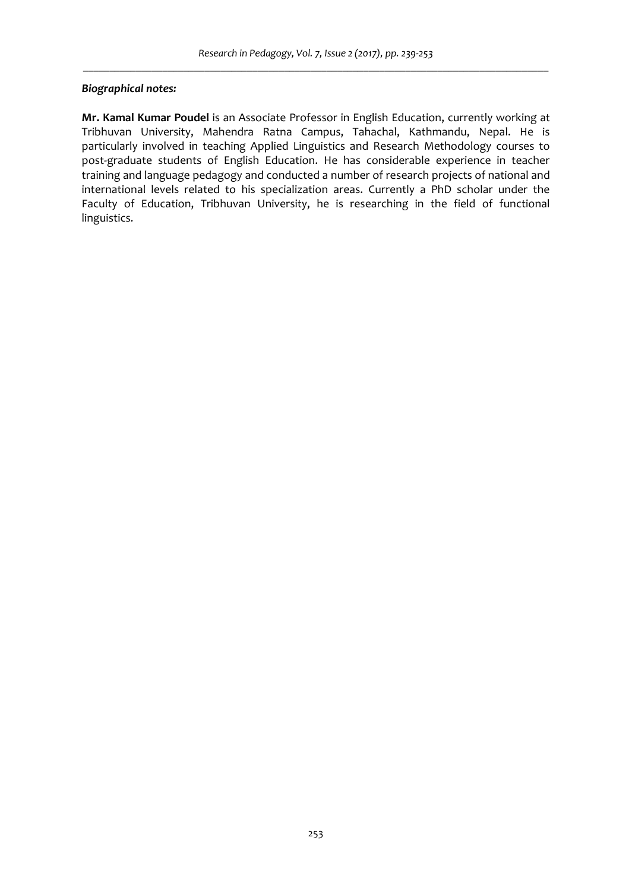***Biographical notes:***

**Mr. Kamal Kumar Poudel** is an Associate Professor in English Education, currently working at Tribhuvan University, Mahendra Ratna Campus, Tahachal, Kathmandu, Nepal. He is particularly involved in teaching Applied Linguistics and Research Methodology courses to post-graduate students of English Education. He has considerable experience in teacher training and language pedagogy and conducted a number of research projects of national and international levels related to his specialization areas. Currently a PhD scholar under the Faculty of Education, Tribhuvan University, he is researching in the field of functional linguistics.